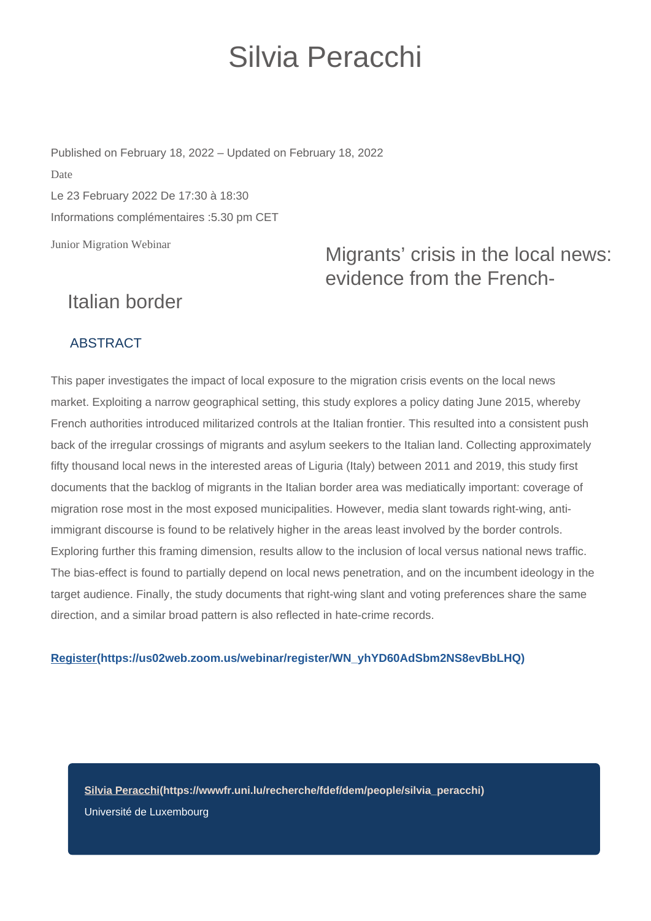# Silvia Peracchi

Published on February 18, 2022 – Updated on February 18, 2022

Date

Le 23 February 2022 De 17:30 à 18:30

Informations complémentaires :5.30 pm CET

Junior Migration Webinar

## Migrants' crisis in the local news: evidence from the French-Italian border

### ABSTRACT

This paper investigates the impact of local exposure to the migration crisis events on the local news market. Exploiting a narrow geographical setting, this study explores a policy dating June 2015, whereby French authorities introduced militarized controls at the Italian frontier. This resulted into a consistent push back of the irregular crossings of migrants and asylum seekers to the Italian land. Collecting approximately fifty thousand local news in the interested areas of Liguria (Italy) between 2011 and 2019, this study first documents that the backlog of migrants in the Italian border area was mediatically important: coverage of migration rose most in the most exposed municipalities. However, media slant towards right-wing, anti-immigrant discourse is found to be relatively higher in the areas least involved by the border controls. Exploring further this framing dimension, results allow to the inclusion of local versus national news traffic. The bias-effect is found to partially depend on local news penetration, and on the incumbent ideology in the target audience. Finally, the study documents that right-wing slant and voting preferences share the same direction, and a similar broad pattern is also reflected in hate-crime records.

**Register(https://us02web.zoom.us/webinar/register/WN_yhYD60AdSbm2NS8evBbLHQ)**

**Silvia Peracchi(https://wwwfr.uni.lu/recherche/fdef/dem/people/silvia_peracchi)**

Université de Luxembourg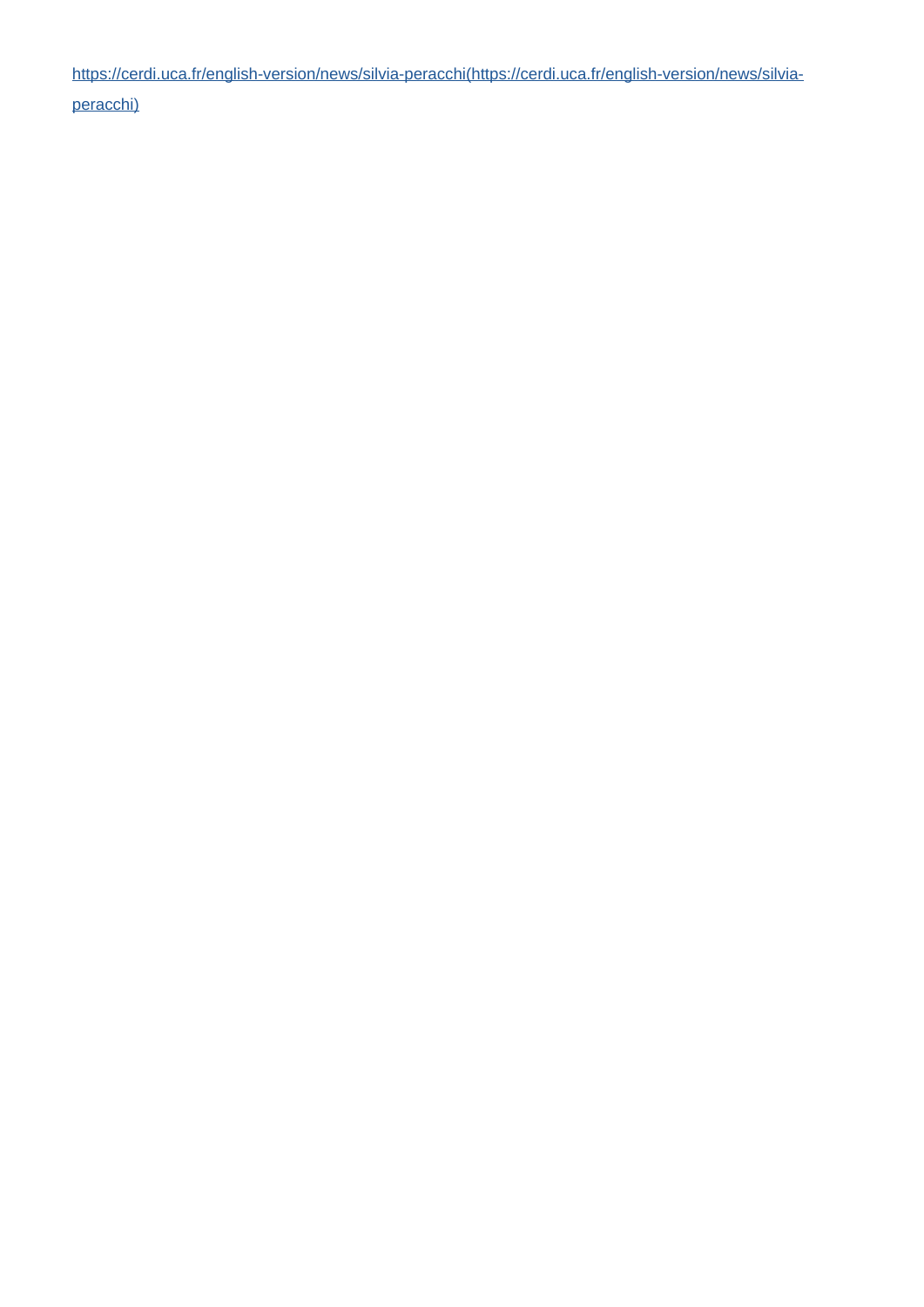https://cerdi.uca.fr/english-version/news/silvia-peracchi(https://cerdi.uca.fr/english-version/news/silvia-peracchi)